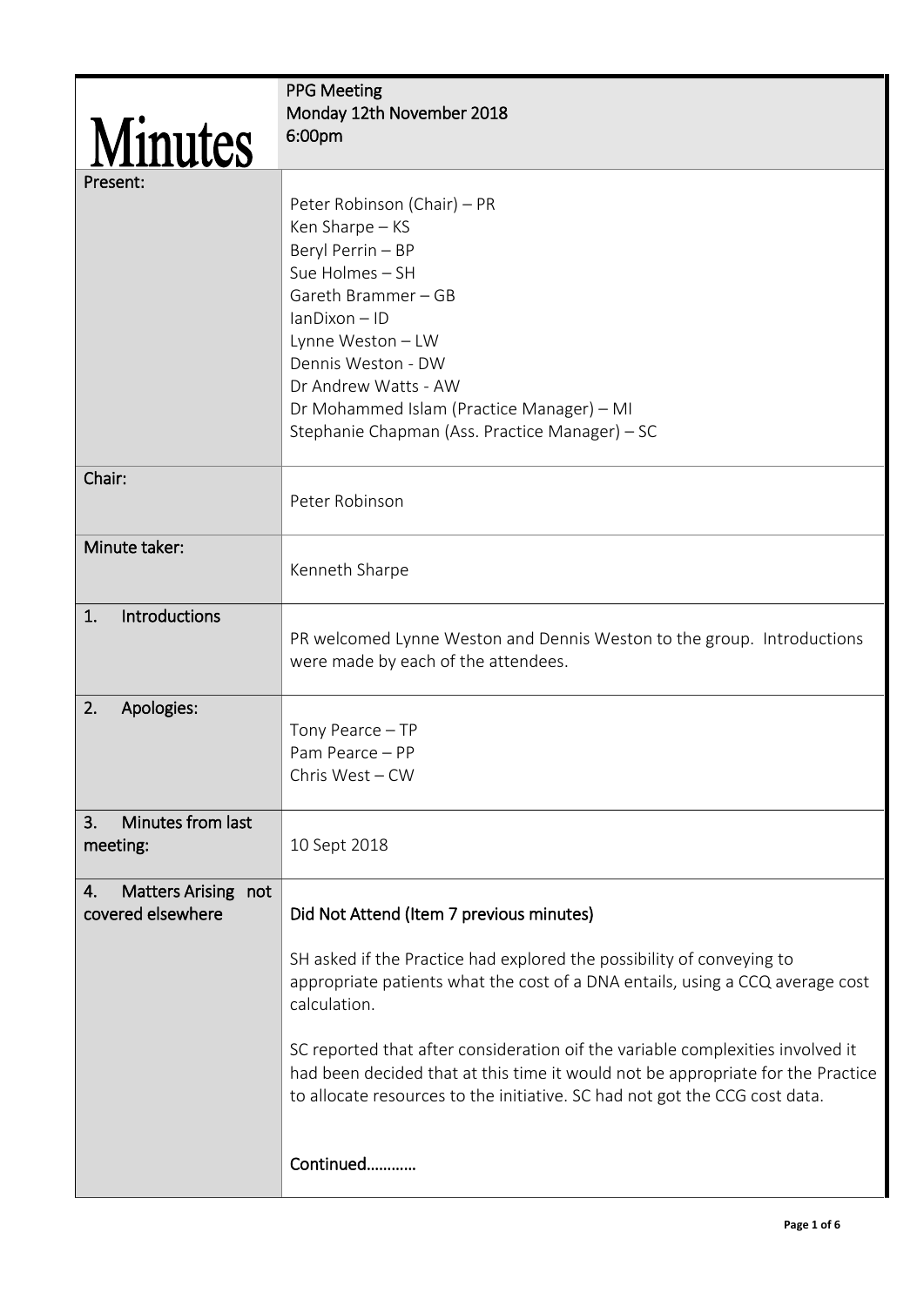# Minutes

| | PPG Meeting<br>Monday 12th November 2018<br>6:00pm |
|---|---|
| Present: | Peter Robinson (Chair) – PR<br>Ken Sharpe – KS<br>Beryl Perrin – BP<br>Sue Holmes – SH<br>Gareth Brammer – GB<br>IanDixon – ID<br>Lynne Weston – LW<br>Dennis Weston - DW<br>Dr Andrew Watts - AW<br>Dr Mohammed Islam (Practice Manager) – MI<br>Stephanie Chapman (Ass. Practice Manager) – SC |
| Chair: | Peter Robinson |
| Minute taker: | Kenneth Sharpe |
| 1. Introductions | PR welcomed Lynne Weston and Dennis Weston to the group. Introductions were made by each of the attendees. |
| 2. Apologies: | Tony Pearce – TP<br>Pam Pearce – PP<br>Chris West – CW |
| 3. Minutes from last meeting: | 10 Sept 2018 |
| 4. Matters Arising not covered elsewhere | **Did Not Attend (Item 7 previous minutes)**<br><br>SH asked if the Practice had explored the possibility of conveying to appropriate patients what the cost of a DNA entails, using a CCQ average cost calculation.<br><br>SC reported that after consideration oif the variable complexities involved it had been decided that at this time it would not be appropriate for the Practice to allocate resources to the initiative. SC had not got the CCG cost data.<br><br>**Continued…………** |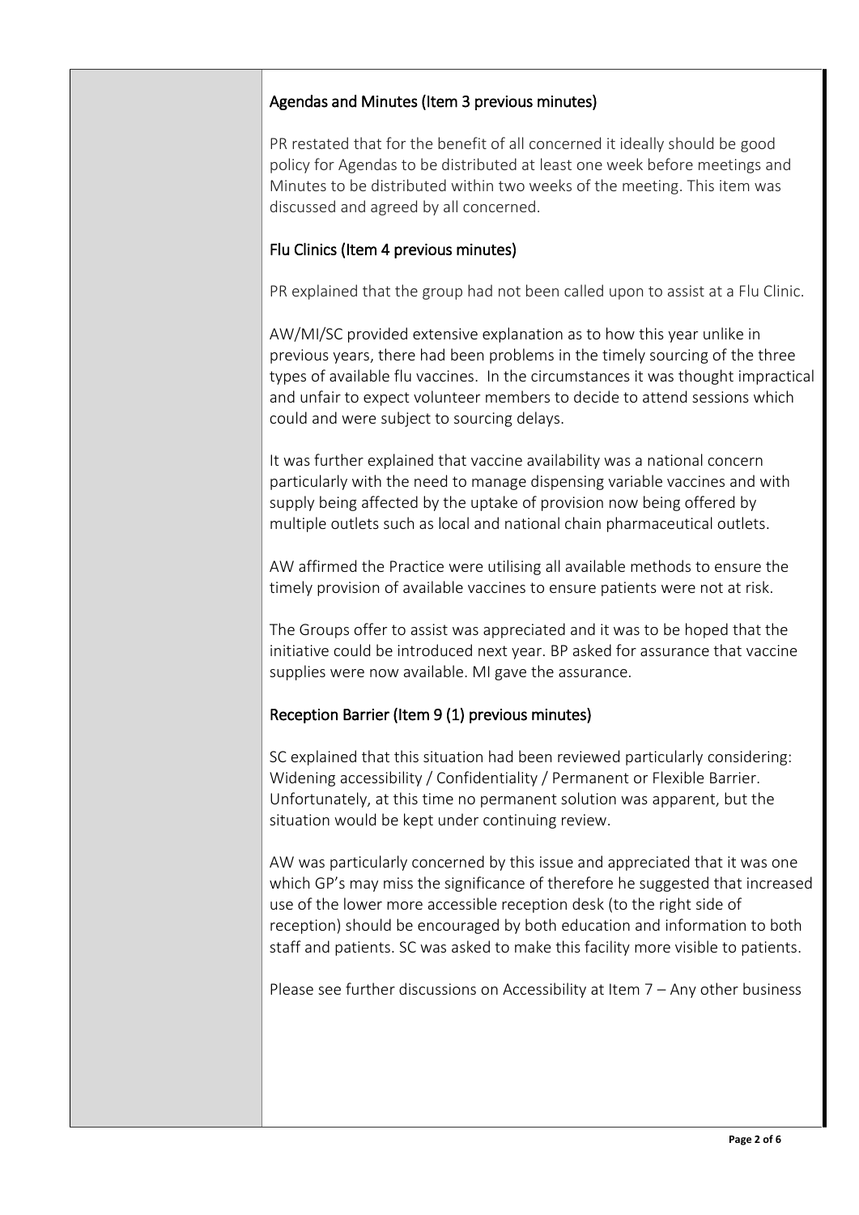### Agendas and Minutes (Item 3 previous minutes)

PR restated that for the benefit of all concerned it ideally should be good policy for Agendas to be distributed at least one week before meetings and Minutes to be distributed within two weeks of the meeting. This item was discussed and agreed by all concerned.

### Flu Clinics (Item 4 previous minutes)

PR explained that the group had not been called upon to assist at a Flu Clinic.

AW/MI/SC provided extensive explanation as to how this year unlike in previous years, there had been problems in the timely sourcing of the three types of available flu vaccines. In the circumstances it was thought impractical and unfair to expect volunteer members to decide to attend sessions which could and were subject to sourcing delays.

It was further explained that vaccine availability was a national concern particularly with the need to manage dispensing variable vaccines and with supply being affected by the uptake of provision now being offered by multiple outlets such as local and national chain pharmaceutical outlets.

AW affirmed the Practice were utilising all available methods to ensure the timely provision of available vaccines to ensure patients were not at risk.

The Groups offer to assist was appreciated and it was to be hoped that the initiative could be introduced next year. BP asked for assurance that vaccine supplies were now available. MI gave the assurance.

### Reception Barrier (Item 9 (1) previous minutes)

SC explained that this situation had been reviewed particularly considering: Widening accessibility / Confidentiality / Permanent or Flexible Barrier. Unfortunately, at this time no permanent solution was apparent, but the situation would be kept under continuing review.

AW was particularly concerned by this issue and appreciated that it was one which GP's may miss the significance of therefore he suggested that increased use of the lower more accessible reception desk (to the right side of reception) should be encouraged by both education and information to both staff and patients. SC was asked to make this facility more visible to patients.

Please see further discussions on Accessibility at Item 7 – Any other business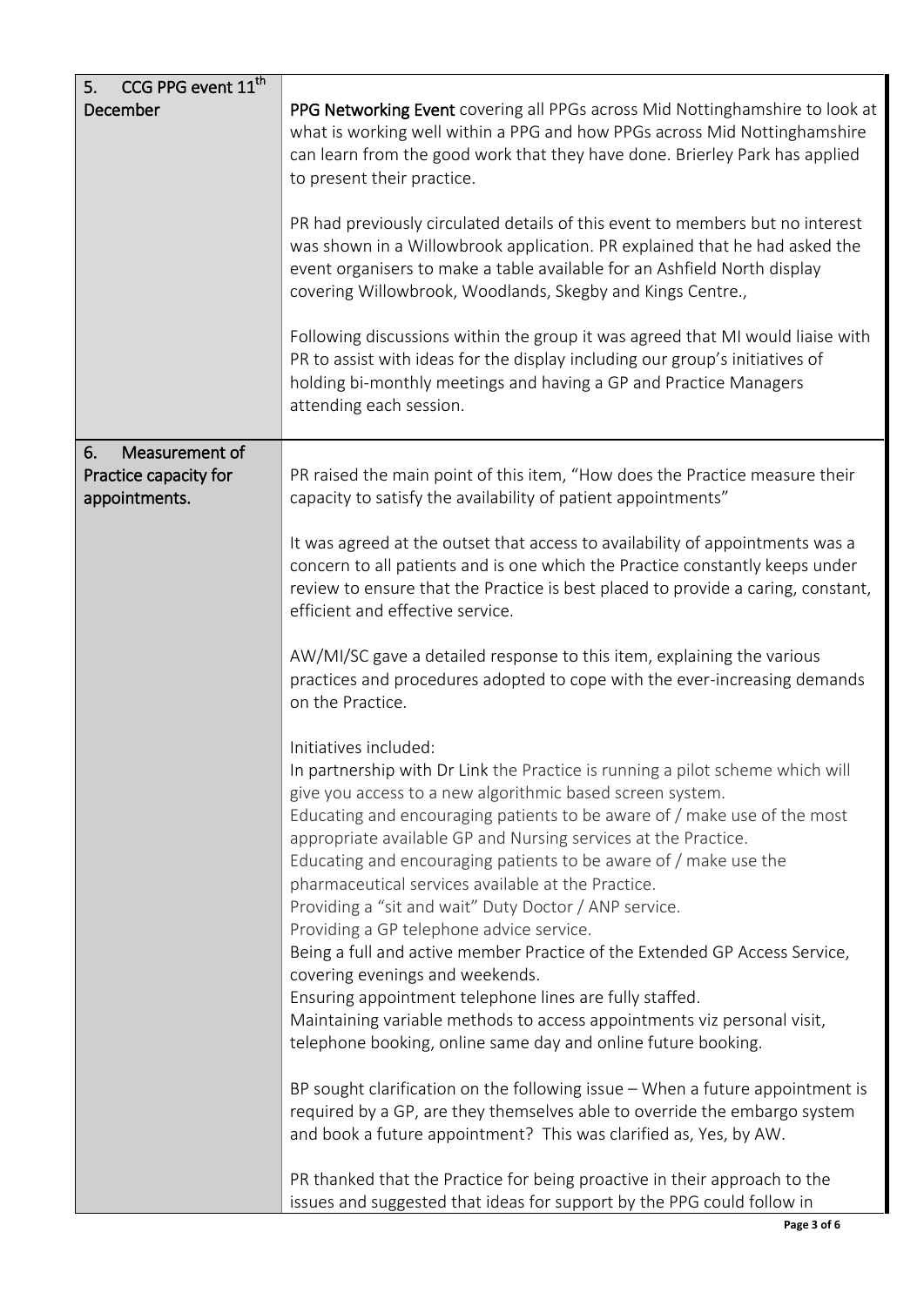| | |
|---|---|
| 5. CCG PPG event 11th December | **PPG Networking Event** covering all PPGs across Mid Nottinghamshire to look at what is working well within a PPG and how PPGs across Mid Nottinghamshire can learn from the good work that they have done. Brierley Park has applied to present their practice.<br><br>PR had previously circulated details of this event to members but no interest was shown in a Willowbrook application. PR explained that he had asked the event organisers to make a table available for an Ashfield North display covering Willowbrook, Woodlands, Skegby and Kings Centre.,<br><br>Following discussions within the group it was agreed that MI would liaise with PR to assist with ideas for the display including our group's initiatives of holding bi-monthly meetings and having a GP and Practice Managers attending each session. |
| 6. Measurement of Practice capacity for appointments. | PR raised the main point of this item, "How does the Practice measure their capacity to satisfy the availability of patient appointments"<br><br>It was agreed at the outset that access to availability of appointments was a concern to all patients and is one which the Practice constantly keeps under review to ensure that the Practice is best placed to provide a caring, constant, efficient and effective service.<br><br>AW/MI/SC gave a detailed response to this item, explaining the various practices and procedures adopted to cope with the ever-increasing demands on the Practice.<br><br>Initiatives included:<br>In partnership with Dr Link the Practice is running a pilot scheme which will give you access to a new algorithmic based screen system.<br>Educating and encouraging patients to be aware of / make use of the most appropriate available GP and Nursing services at the Practice.<br>Educating and encouraging patients to be aware of / make use the pharmaceutical services available at the Practice.<br>Providing a "sit and wait" Duty Doctor / ANP service.<br>Providing a GP telephone advice service.<br>Being a full and active member Practice of the Extended GP Access Service, covering evenings and weekends.<br>Ensuring appointment telephone lines are fully staffed.<br>Maintaining variable methods to access appointments viz personal visit, telephone booking, online same day and online future booking.<br><br>BP sought clarification on the following issue – When a future appointment is required by a GP, are they themselves able to override the embargo system and book a future appointment? This was clarified as, Yes, by AW.<br><br>PR thanked that the Practice for being proactive in their approach to the issues and suggested that ideas for support by the PPG could follow in |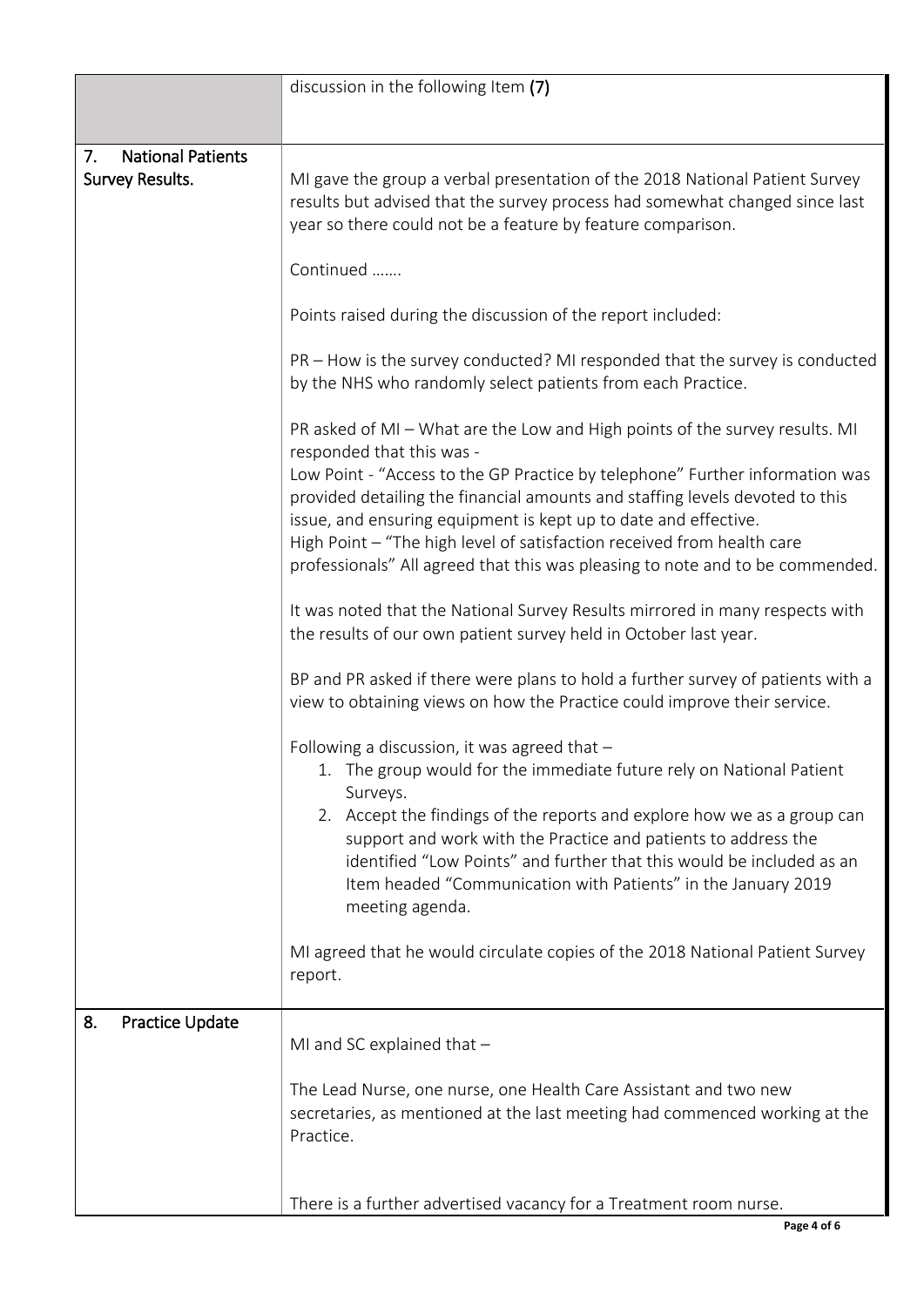| | |
|---|---|
| | discussion in the following Item **(7)** |
| 7. **National Patients Survey Results.** | MI gave the group a verbal presentation of the 2018 National Patient Survey results but advised that the survey process had somewhat changed since last year so there could not be a feature by feature comparison.<br><br>Continued …….<br><br>Points raised during the discussion of the report included:<br><br>PR – How is the survey conducted? MI responded that the survey is conducted by the NHS who randomly select patients from each Practice.<br><br>PR asked of MI – What are the Low and High points of the survey results. MI responded that this was -<br>Low Point - "Access to the GP Practice by telephone" Further information was provided detailing the financial amounts and staffing levels devoted to this issue, and ensuring equipment is kept up to date and effective.<br>High Point – "The high level of satisfaction received from health care professionals" All agreed that this was pleasing to note and to be commended.<br><br>It was noted that the National Survey Results mirrored in many respects with the results of our own patient survey held in October last year.<br><br>BP and PR asked if there were plans to hold a further survey of patients with a view to obtaining views on how the Practice could improve their service.<br><br>Following a discussion, it was agreed that –<br>1. The group would for the immediate future rely on National Patient Surveys.<br>2. Accept the findings of the reports and explore how we as a group can support and work with the Practice and patients to address the identified "Low Points" and further that this would be included as an Item headed "Communication with Patients" in the January 2019 meeting agenda.<br><br>MI agreed that he would circulate copies of the 2018 National Patient Survey report. |
| 8. **Practice Update** | MI and SC explained that –<br><br>The Lead Nurse, one nurse, one Health Care Assistant and two new secretaries, as mentioned at the last meeting had commenced working at the Practice.<br><br>There is a further advertised vacancy for a Treatment room nurse. |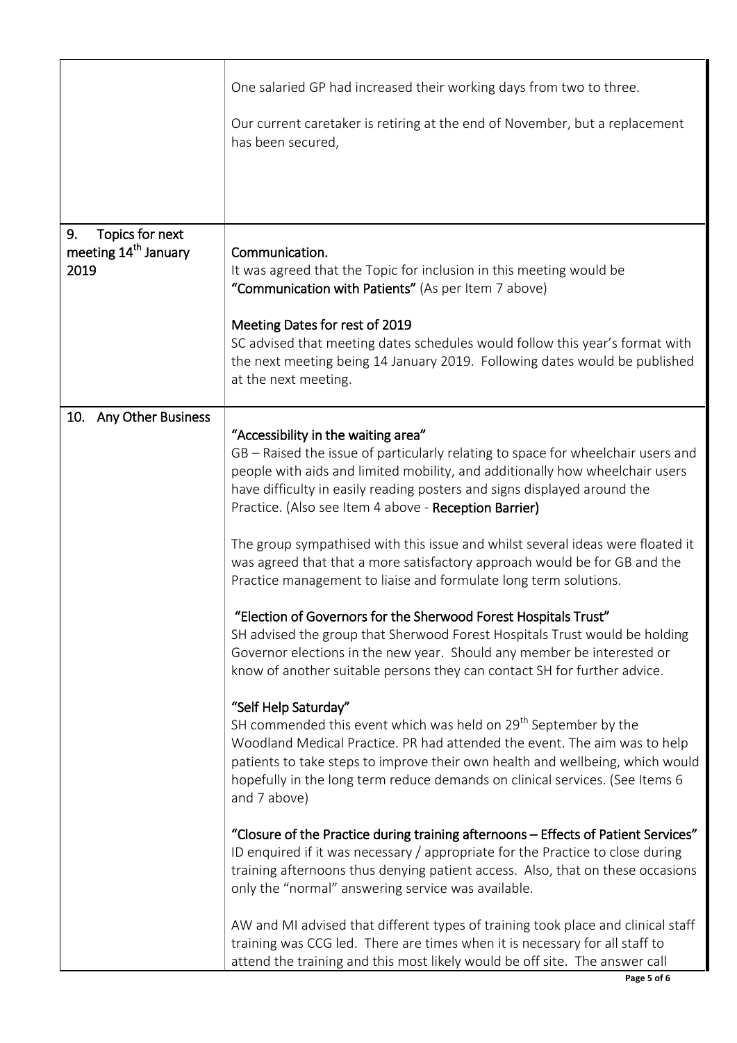| | |
|---|---|
| | One salaried GP had increased their working days from two to three.<br><br>Our current caretaker is retiring at the end of November, but a replacement has been secured, |
| 9. Topics for next meeting 14th January 2019 | **Communication.**<br>It was agreed that the Topic for inclusion in this meeting would be **"Communication with Patients"** (As per Item 7 above)<br><br>**Meeting Dates for rest of 2019**<br>SC advised that meeting dates schedules would follow this year's format with the next meeting being 14 January 2019. Following dates would be published at the next meeting. |
| 10. Any Other Business | **"Accessibility in the waiting area"**<br>GB – Raised the issue of particularly relating to space for wheelchair users and people with aids and limited mobility, and additionally how wheelchair users have difficulty in easily reading posters and signs displayed around the Practice. (Also see Item 4 above - **Reception Barrier)**<br><br>The group sympathised with this issue and whilst several ideas were floated it was agreed that that a more satisfactory approach would be for GB and the Practice management to liaise and formulate long term solutions.<br><br>**"Election of Governors for the Sherwood Forest Hospitals Trust"**<br>SH advised the group that Sherwood Forest Hospitals Trust would be holding Governor elections in the new year. Should any member be interested or know of another suitable persons they can contact SH for further advice.<br><br>**"Self Help Saturday"**<br>SH commended this event which was held on 29th September by the Woodland Medical Practice. PR had attended the event. The aim was to help patients to take steps to improve their own health and wellbeing, which would hopefully in the long term reduce demands on clinical services. (See Items 6 and 7 above)<br><br>**"Closure of the Practice during training afternoons – Effects of Patient Services"**<br>ID enquired if it was necessary / appropriate for the Practice to close during training afternoons thus denying patient access. Also, that on these occasions only the "normal" answering service was available.<br><br>AW and MI advised that different types of training took place and clinical staff training was CCG led. There are times when it is necessary for all staff to attend the training and this most likely would be off site. The answer call |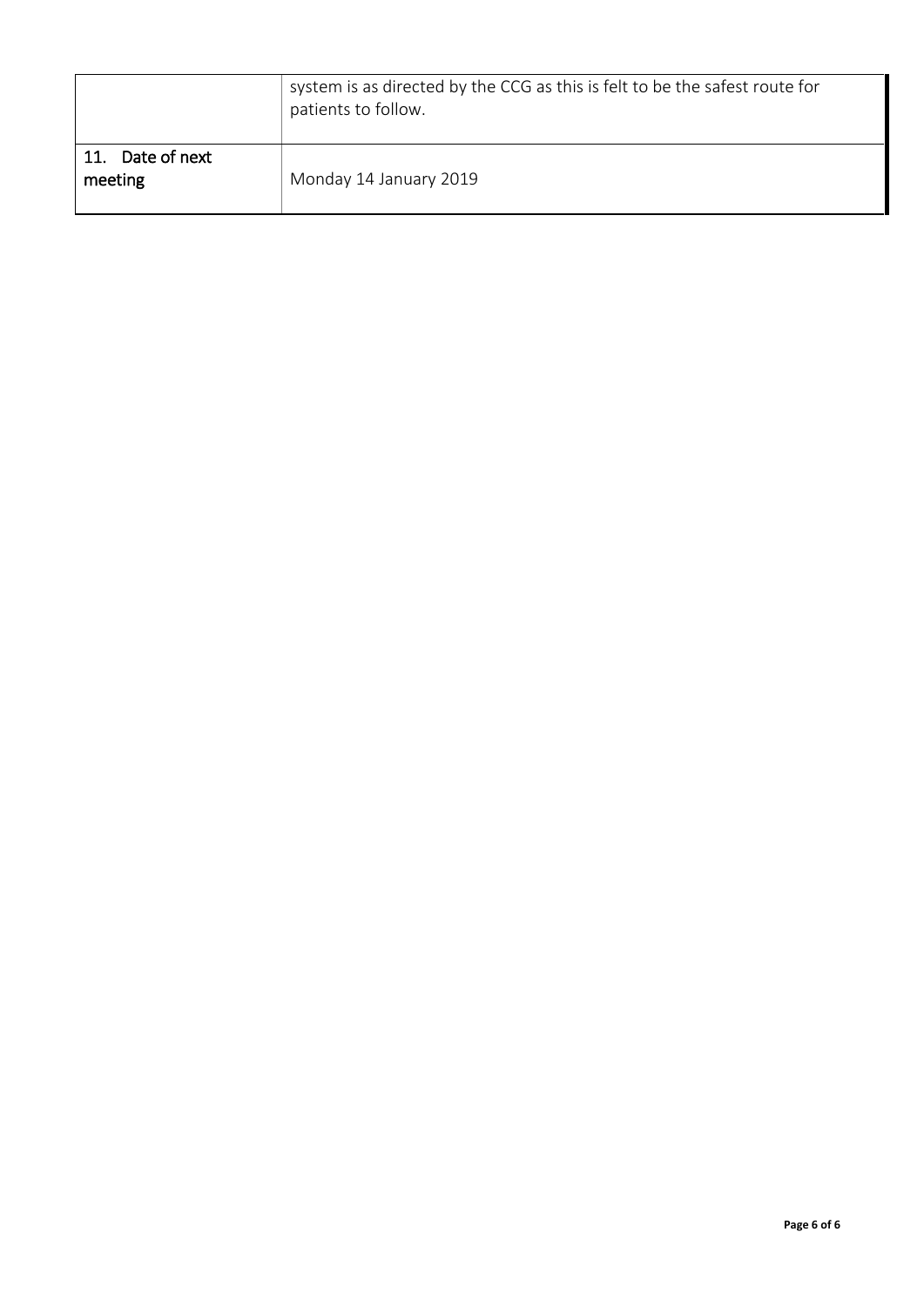| | |
|---|---|
| | system is as directed by the CCG as this is felt to be the safest route for patients to follow. |
| 11. Date of next meeting | Monday 14 January 2019 |